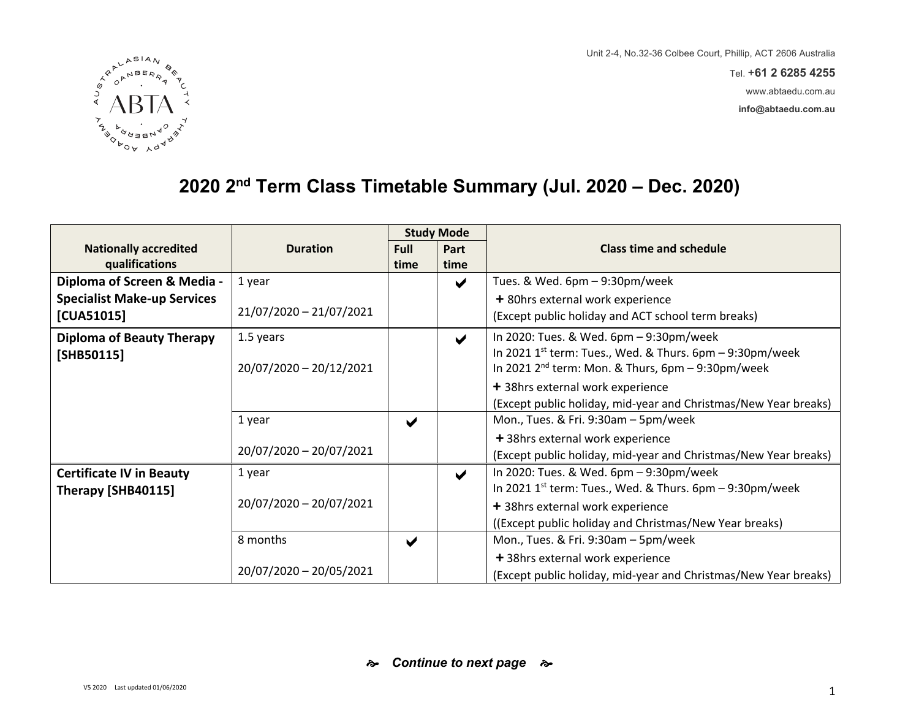Unit 2-4, No.32-36 Colbee Court, Phillip, ACT 2606 Australia

Tel. **+61 2 6285 4255**

www.abtaedu.com.au

**info@abtaedu.com.au**

# 2020 2nd Term Class Timetable Summary (Jul. 2020 – Dec. 2020)

| Nationally accredited qualifications | Duration | Study Mode | | Class time and schedule |
|---|---|---|---|---|
| | | Full time | Part time | |
| **Diploma of Screen & Media - Specialist Make-up Services [CUA51015]** | 1 year<br><br>21/07/2020 – 21/07/2021 | | ✔ | Tues. & Wed. 6pm – 9:30pm/week<br>**+** 80hrs external work experience<br>(Except public holiday and ACT school term breaks) |
| **Diploma of Beauty Therapy [SHB50115]** | 1.5 years<br><br>20/07/2020 – 20/12/2021 | | ✔ | In 2020: Tues. & Wed. 6pm – 9:30pm/week<br>In 2021 1st term: Tues., Wed. & Thurs. 6pm – 9:30pm/week<br>In 2021 2nd term: Mon. & Thurs, 6pm – 9:30pm/week<br>**+** 38hrs external work experience<br>(Except public holiday, mid-year and Christmas/New Year breaks) |
| | 1 year<br><br>20/07/2020 – 20/07/2021 | ✔ | | Mon., Tues. & Fri. 9:30am – 5pm/week<br>**+** 38hrs external work experience<br>(Except public holiday, mid-year and Christmas/New Year breaks) |
| **Certificate IV in Beauty Therapy [SHB40115]** | 1 year<br><br>20/07/2020 – 20/07/2021 | | ✔ | In 2020: Tues. & Wed. 6pm – 9:30pm/week<br>In 2021 1st term: Tues., Wed. & Thurs. 6pm – 9:30pm/week<br>**+** 38hrs external work experience<br>((Except public holiday and Christmas/New Year breaks) |
| | 8 months<br><br>20/07/2020 – 20/05/2021 | ✔ | | Mon., Tues. & Fri. 9:30am – 5pm/week<br>**+** 38hrs external work experience<br>(Except public holiday, mid-year and Christmas/New Year breaks) |

*Continue to next page*

V5 2020 Last updated 01/06/2020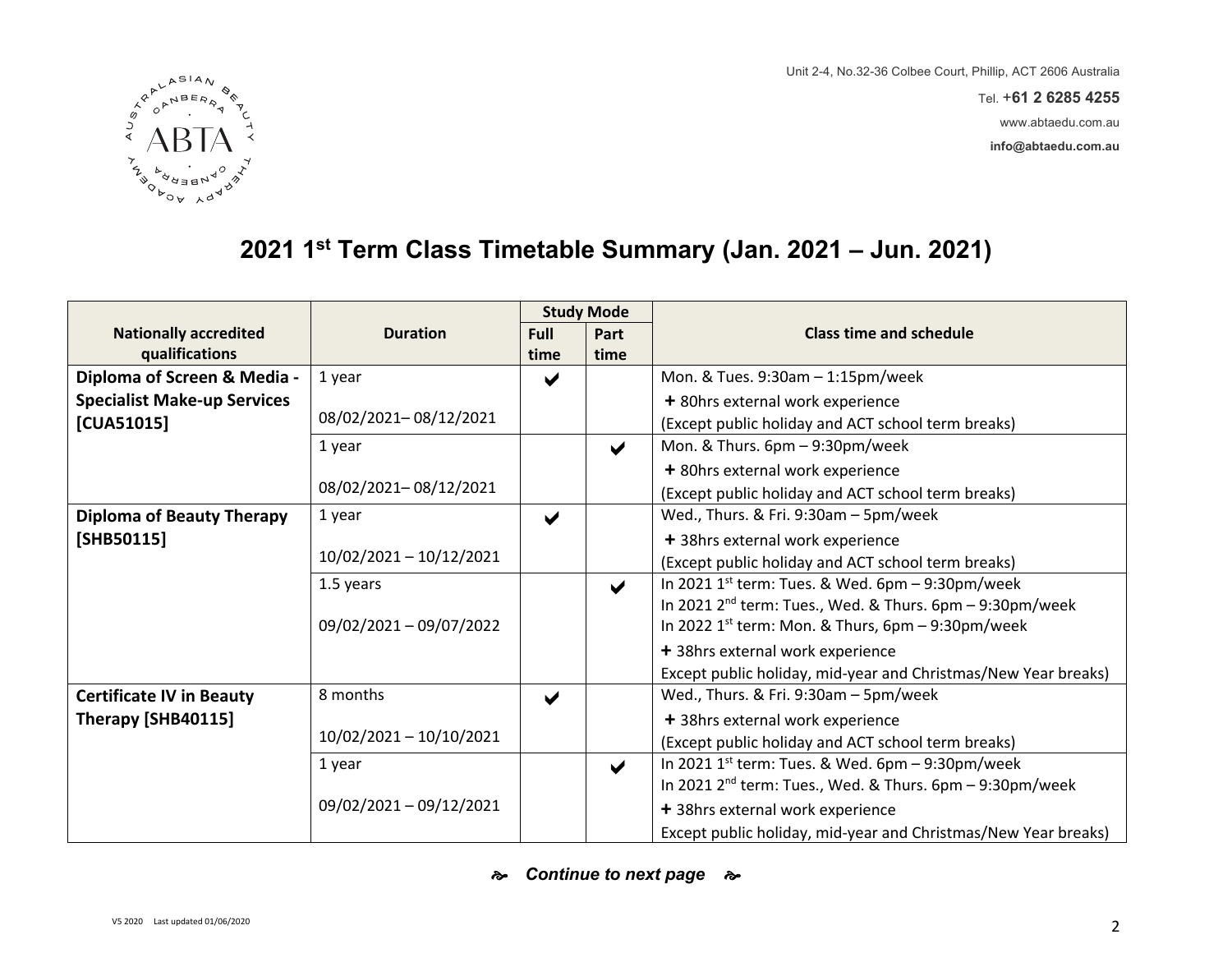Unit 2-4, No.32-36 Colbee Court, Phillip, ACT 2606 Australia

Tel. **+61 2 6285 4255**

www.abtaedu.com.au

**info@abtaedu.com.au**

# 2021 1st Term Class Timetable Summary (Jan. 2021 – Jun. 2021)

| Nationally accredited qualifications | Duration | Study Mode | | Class time and schedule |
|---|---|---|---|---|
| | | Full time | Part time | |
| **Diploma of Screen & Media - Specialist Make-up Services [CUA51015]** | 1 year<br><br>08/02/2021– 08/12/2021 | ✔ | | Mon. & Tues. 9:30am – 1:15pm/week<br>**+** 80hrs external work experience<br>(Except public holiday and ACT school term breaks) |
| | 1 year<br><br>08/02/2021– 08/12/2021 | | ✔ | Mon. & Thurs. 6pm – 9:30pm/week<br>**+** 80hrs external work experience<br>(Except public holiday and ACT school term breaks) |
| **Diploma of Beauty Therapy [SHB50115]** | 1 year<br><br>10/02/2021 – 10/12/2021 | ✔ | | Wed., Thurs. & Fri. 9:30am – 5pm/week<br>**+** 38hrs external work experience<br>(Except public holiday and ACT school term breaks) |
| | 1.5 years<br><br>09/02/2021 – 09/07/2022 | | ✔ | In 2021 1st term: Tues. & Wed. 6pm – 9:30pm/week<br>In 2021 2nd term: Tues., Wed. & Thurs. 6pm – 9:30pm/week<br>In 2022 1st term: Mon. & Thurs, 6pm – 9:30pm/week<br>**+** 38hrs external work experience<br>Except public holiday, mid-year and Christmas/New Year breaks) |
| **Certificate IV in Beauty Therapy [SHB40115]** | 8 months<br><br>10/02/2021 – 10/10/2021 | ✔ | | Wed., Thurs. & Fri. 9:30am – 5pm/week<br>**+** 38hrs external work experience<br>(Except public holiday and ACT school term breaks) |
| | 1 year<br><br>09/02/2021 – 09/12/2021 | | ✔ | In 2021 1st term: Tues. & Wed. 6pm – 9:30pm/week<br>In 2021 2nd term: Tues., Wed. & Thurs. 6pm – 9:30pm/week<br>**+** 38hrs external work experience<br>Except public holiday, mid-year and Christmas/New Year breaks) |

*Continue to next page*

V5 2020 Last updated 01/06/2020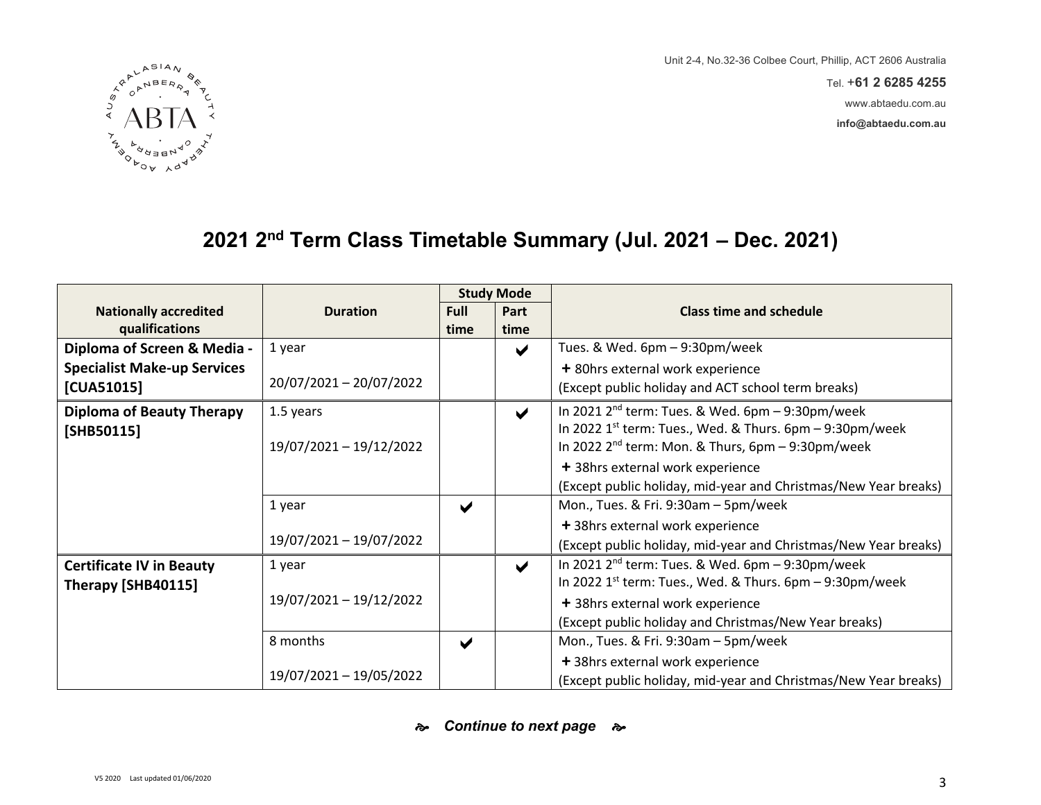Unit 2-4, No.32-36 Colbee Court, Phillip, ACT 2606 Australia

Tel. **+61 2 6285 4255**

www.abtaedu.com.au

**info@abtaedu.com.au**

# 2021 2nd Term Class Timetable Summary (Jul. 2021 – Dec. 2021)

| Nationally accredited qualifications | Duration | Study Mode | | Class time and schedule |
|---|---|---|---|---|
| | | Full time | Part time | |
| **Diploma of Screen & Media - Specialist Make-up Services [CUA51015]** | 1 year<br>20/07/2021 – 20/07/2022 | | ✔ | Tues. & Wed. 6pm – 9:30pm/week<br>**+** 80hrs external work experience<br>(Except public holiday and ACT school term breaks) |
| **Diploma of Beauty Therapy [SHB50115]** | 1.5 years<br>19/07/2021 – 19/12/2022 | | ✔ | In 2021 2nd term: Tues. & Wed. 6pm – 9:30pm/week<br>In 2022 1st term: Tues., Wed. & Thurs. 6pm – 9:30pm/week<br>In 2022 2nd term: Mon. & Thurs, 6pm – 9:30pm/week<br>**+** 38hrs external work experience<br>(Except public holiday, mid-year and Christmas/New Year breaks) |
| | 1 year<br>19/07/2021 – 19/07/2022 | ✔ | | Mon., Tues. & Fri. 9:30am – 5pm/week<br>**+** 38hrs external work experience<br>(Except public holiday, mid-year and Christmas/New Year breaks) |
| **Certificate IV in Beauty Therapy [SHB40115]** | 1 year<br>19/07/2021 – 19/12/2022 | | ✔ | In 2021 2nd term: Tues. & Wed. 6pm – 9:30pm/week<br>In 2022 1st term: Tues., Wed. & Thurs. 6pm – 9:30pm/week<br>**+** 38hrs external work experience<br>(Except public holiday and Christmas/New Year breaks) |
| | 8 months<br>19/07/2021 – 19/05/2022 | ✔ | | Mon., Tues. & Fri. 9:30am – 5pm/week<br>**+** 38hrs external work experience<br>(Except public holiday, mid-year and Christmas/New Year breaks) |

***Continue to next page***

V5 2020 Last updated 01/06/2020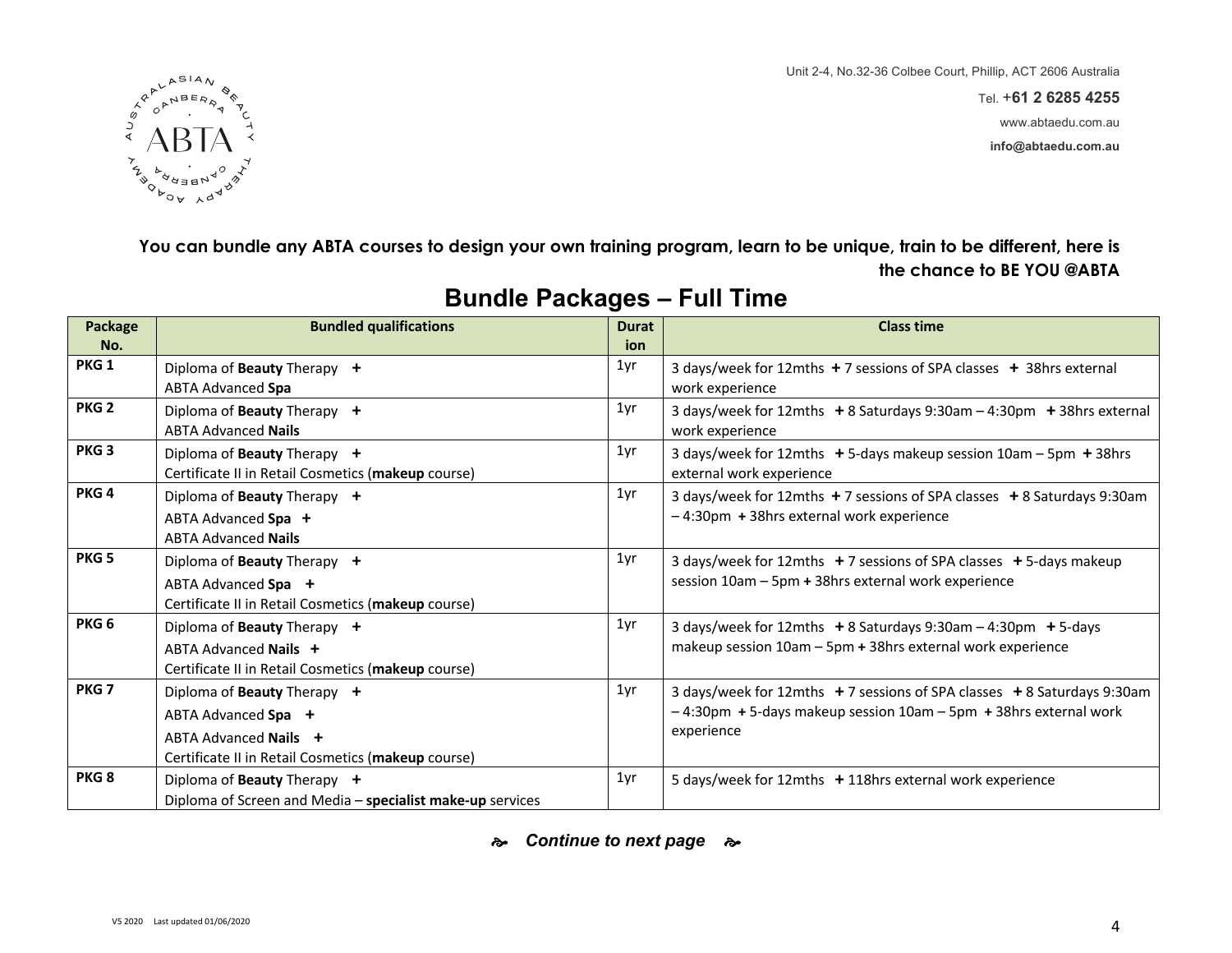Unit 2-4, No.32-36 Colbee Court, Phillip, ACT 2606 Australia

Tel. **+61 2 6285 4255**

www.abtaedu.com.au

**info@abtaedu.com.au**

**You can bundle any ABTA courses to design your own training program, learn to be unique, train to be different, here is the chance to BE YOU @ABTA**

# Bundle Packages – Full Time

| Package No. | Bundled qualifications | Duration | Class time |
|---|---|---|---|
| **PKG 1** | Diploma of **Beauty** Therapy **+**<br>ABTA Advanced **Spa** | 1yr | 3 days/week for 12mths **+** 7 sessions of SPA classes **+** 38hrs external work experience |
| **PKG 2** | Diploma of **Beauty** Therapy **+**<br>ABTA Advanced **Nails** | 1yr | 3 days/week for 12mths **+** 8 Saturdays 9:30am – 4:30pm **+** 38hrs external work experience |
| **PKG 3** | Diploma of **Beauty** Therapy **+**<br>Certificate II in Retail Cosmetics (**makeup** course) | 1yr | 3 days/week for 12mths **+** 5-days makeup session 10am – 5pm **+** 38hrs external work experience |
| **PKG 4** | Diploma of **Beauty** Therapy **+**<br>ABTA Advanced **Spa** **+**<br>ABTA Advanced **Nails** | 1yr | 3 days/week for 12mths **+** 7 sessions of SPA classes **+** 8 Saturdays 9:30am – 4:30pm **+** 38hrs external work experience |
| **PKG 5** | Diploma of **Beauty** Therapy **+**<br>ABTA Advanced **Spa** **+**<br>Certificate II in Retail Cosmetics (**makeup** course) | 1yr | 3 days/week for 12mths **+** 7 sessions of SPA classes **+** 5-days makeup session 10am – 5pm **+** 38hrs external work experience |
| **PKG 6** | Diploma of **Beauty** Therapy **+**<br>ABTA Advanced **Nails** **+**<br>Certificate II in Retail Cosmetics (**makeup** course) | 1yr | 3 days/week for 12mths **+** 8 Saturdays 9:30am – 4:30pm **+** 5-days makeup session 10am – 5pm **+** 38hrs external work experience |
| **PKG 7** | Diploma of **Beauty** Therapy **+**<br>ABTA Advanced **Spa** **+**<br>ABTA Advanced **Nails** **+**<br>Certificate II in Retail Cosmetics (**makeup** course) | 1yr | 3 days/week for 12mths **+** 7 sessions of SPA classes **+** 8 Saturdays 9:30am – 4:30pm **+** 5-days makeup session 10am – 5pm **+** 38hrs external work experience |
| **PKG 8** | Diploma of **Beauty** Therapy **+**<br>Diploma of Screen and Media – **specialist make-up** services | 1yr | 5 days/week for 12mths **+** 118hrs external work experience |

***Continue to next page***

V5 2020 Last updated 01/06/2020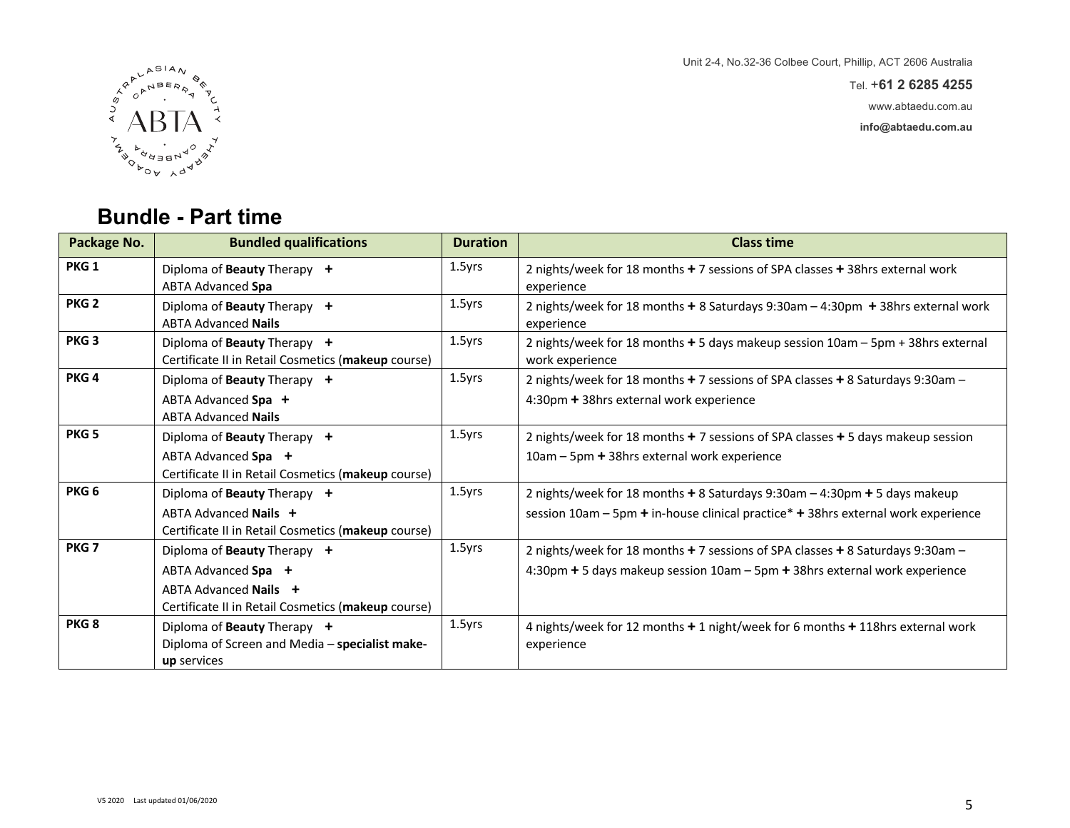Unit 2-4, No.32-36 Colbee Court, Phillip, ACT 2606 Australia

Tel. **+61 2 6285 4255**

www.abtaedu.com.au

**info@abtaedu.com.au**

## Bundle - Part time

| Package No. | Bundled qualifications | Duration | Class time |
|---|---|---|---|
| **PKG 1** | Diploma of **Beauty** Therapy **+** ABTA Advanced **Spa** | 1.5yrs | 2 nights/week for 18 months **+** 7 sessions of SPA classes **+** 38hrs external work experience |
| **PKG 2** | Diploma of **Beauty** Therapy **+** ABTA Advanced **Nails** | 1.5yrs | 2 nights/week for 18 months **+** 8 Saturdays 9:30am – 4:30pm **+** 38hrs external work experience |
| **PKG 3** | Diploma of **Beauty** Therapy **+** Certificate II in Retail Cosmetics (**makeup** course) | 1.5yrs | 2 nights/week for 18 months **+** 5 days makeup session 10am – 5pm + 38hrs external work experience |
| **PKG 4** | Diploma of **Beauty** Therapy **+** ABTA Advanced **Spa** **+** ABTA Advanced **Nails** | 1.5yrs | 2 nights/week for 18 months **+** 7 sessions of SPA classes **+** 8 Saturdays 9:30am – 4:30pm **+** 38hrs external work experience |
| **PKG 5** | Diploma of **Beauty** Therapy **+** ABTA Advanced **Spa** **+** Certificate II in Retail Cosmetics (**makeup** course) | 1.5yrs | 2 nights/week for 18 months **+** 7 sessions of SPA classes **+** 5 days makeup session 10am – 5pm **+** 38hrs external work experience |
| **PKG 6** | Diploma of **Beauty** Therapy **+** ABTA Advanced **Nails** **+** Certificate II in Retail Cosmetics (**makeup** course) | 1.5yrs | 2 nights/week for 18 months **+** 8 Saturdays 9:30am – 4:30pm **+** 5 days makeup session 10am – 5pm **+** in-house clinical practice* **+** 38hrs external work experience |
| **PKG 7** | Diploma of **Beauty** Therapy **+** ABTA Advanced **Spa** **+** ABTA Advanced **Nails** **+** Certificate II in Retail Cosmetics (**makeup** course) | 1.5yrs | 2 nights/week for 18 months **+** 7 sessions of SPA classes **+** 8 Saturdays 9:30am – 4:30pm **+** 5 days makeup session 10am – 5pm **+** 38hrs external work experience |
| **PKG 8** | Diploma of **Beauty** Therapy **+** Diploma of Screen and Media – **specialist make-up** services | 1.5yrs | 4 nights/week for 12 months **+** 1 night/week for 6 months **+** 118hrs external work experience |

V5 2020 Last updated 01/06/2020